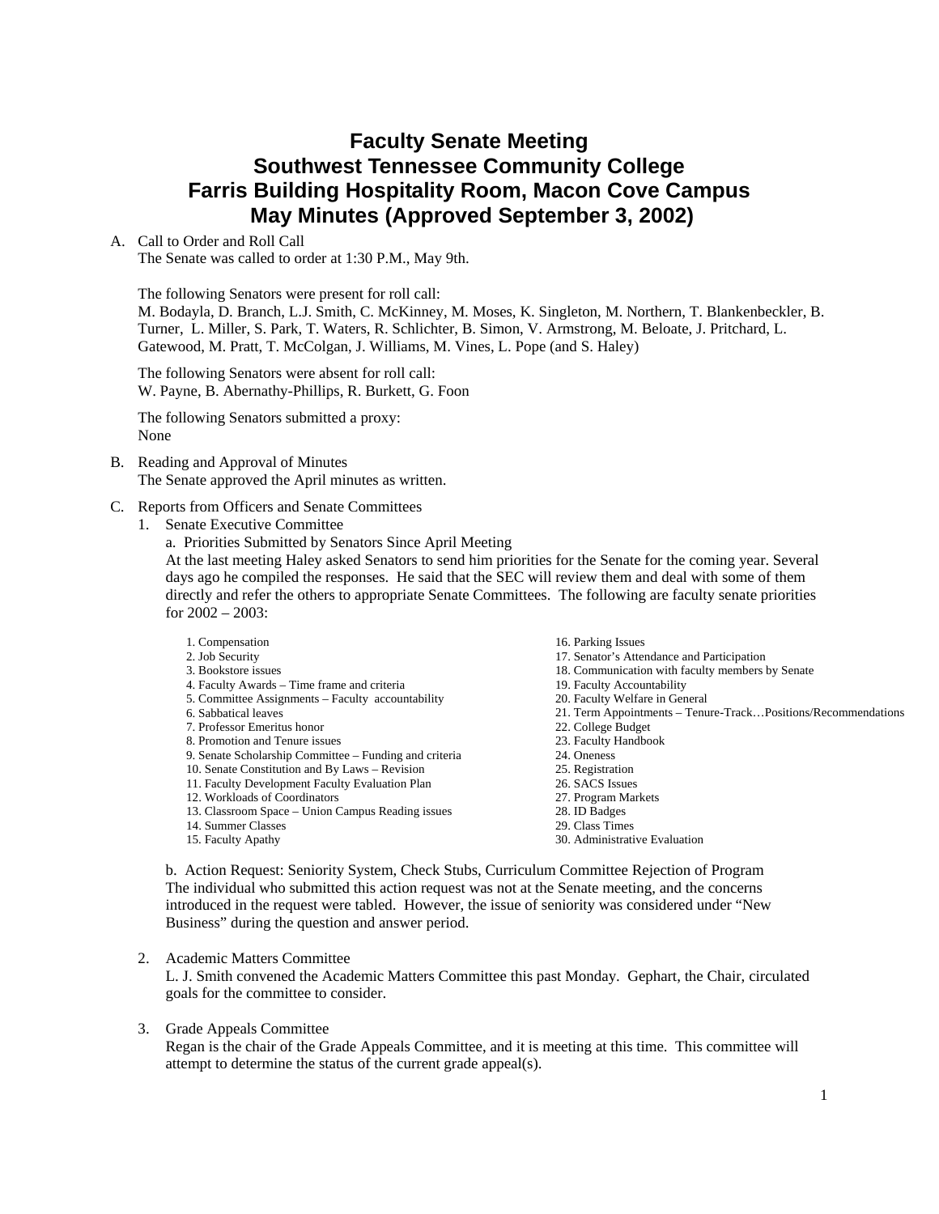# Faculty Senate Meeting
# Southwest Tennessee Community College
# Farris Building Hospitality Room, Macon Cove Campus
# May Minutes (Approved September 3, 2002)

A. Call to Order and Roll Call

The Senate was called to order at 1:30 P.M., May 9th.

The following Senators were present for roll call:
M. Bodayla, D. Branch, L.J. Smith, C. McKinney, M. Moses, K. Singleton, M. Northern, T. Blankenbeckler, B. Turner, L. Miller, S. Park, T. Waters, R. Schlichter, B. Simon, V. Armstrong, M. Beloate, J. Pritchard, L. Gatewood, M. Pratt, T. McColgan, J. Williams, M. Vines, L. Pope (and S. Haley)

The following Senators were absent for roll call:
W. Payne, B. Abernathy-Phillips, R. Burkett, G. Foon

The following Senators submitted a proxy:
None

B. Reading and Approval of Minutes

The Senate approved the April minutes as written.

C. Reports from Officers and Senate Committees

1. Senate Executive Committee

a. Priorities Submitted by Senators Since April Meeting

At the last meeting Haley asked Senators to send him priorities for the Senate for the coming year. Several days ago he compiled the responses. He said that the SEC will review them and deal with some of them directly and refer the others to appropriate Senate Committees. The following are faculty senate priorities for 2002 – 2003:

1. Compensation
2. Job Security
3. Bookstore issues
4. Faculty Awards – Time frame and criteria
5. Committee Assignments – Faculty accountability
6. Sabbatical leaves
7. Professor Emeritus honor
8. Promotion and Tenure issues
9. Senate Scholarship Committee – Funding and criteria
10. Senate Constitution and By Laws – Revision
11. Faculty Development Faculty Evaluation Plan
12. Workloads of Coordinators
13. Classroom Space – Union Campus Reading issues
14. Summer Classes
15. Faculty Apathy
16. Parking Issues
17. Senator's Attendance and Participation
18. Communication with faculty members by Senate
19. Faculty Accountability
20. Faculty Welfare in General
21. Term Appointments – Tenure-Track…Positions/Recommendations
22. College Budget
23. Faculty Handbook
24. Oneness
25. Registration
26. SACS Issues
27. Program Markets
28. ID Badges
29. Class Times
30. Administrative Evaluation

b. Action Request: Seniority System, Check Stubs, Curriculum Committee Rejection of Program

The individual who submitted this action request was not at the Senate meeting, and the concerns introduced in the request were tabled. However, the issue of seniority was considered under "New Business" during the question and answer period.

2. Academic Matters Committee

L. J. Smith convened the Academic Matters Committee this past Monday. Gephart, the Chair, circulated goals for the committee to consider.

3. Grade Appeals Committee

Regan is the chair of the Grade Appeals Committee, and it is meeting at this time. This committee will attempt to determine the status of the current grade appeal(s).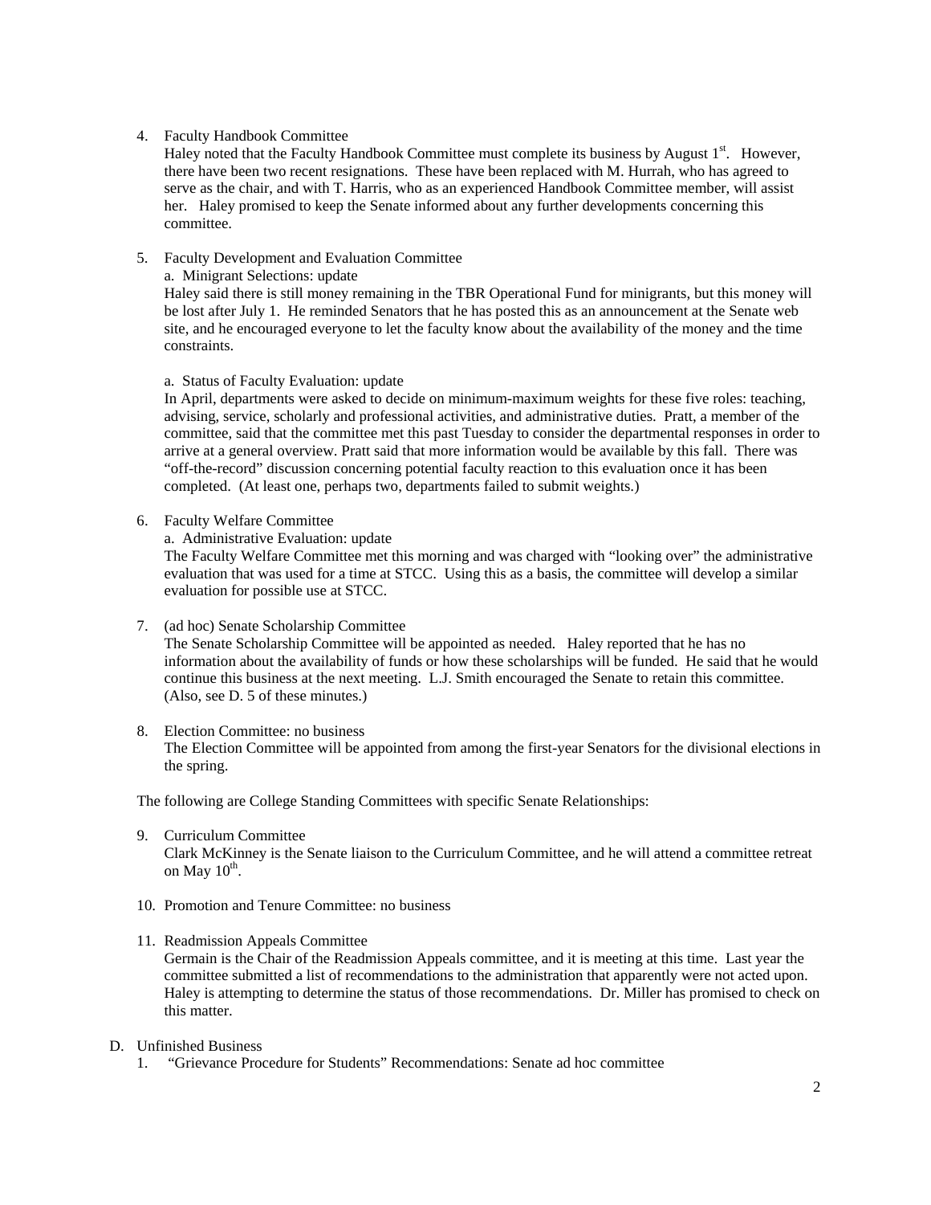4. Faculty Handbook Committee
   Haley noted that the Faculty Handbook Committee must complete its business by August 1st. However, there have been two recent resignations. These have been replaced with M. Hurrah, who has agreed to serve as the chair, and with T. Harris, who as an experienced Handbook Committee member, will assist her. Haley promised to keep the Senate informed about any further developments concerning this committee.

5. Faculty Development and Evaluation Committee
   a. Minigrant Selections: update
   Haley said there is still money remaining in the TBR Operational Fund for minigrants, but this money will be lost after July 1. He reminded Senators that he has posted this as an announcement at the Senate web site, and he encouraged everyone to let the faculty know about the availability of the money and the time constraints.

   a. Status of Faculty Evaluation: update
   In April, departments were asked to decide on minimum-maximum weights for these five roles: teaching, advising, service, scholarly and professional activities, and administrative duties. Pratt, a member of the committee, said that the committee met this past Tuesday to consider the departmental responses in order to arrive at a general overview. Pratt said that more information would be available by this fall. There was "off-the-record" discussion concerning potential faculty reaction to this evaluation once it has been completed. (At least one, perhaps two, departments failed to submit weights.)

6. Faculty Welfare Committee
   a. Administrative Evaluation: update
   The Faculty Welfare Committee met this morning and was charged with "looking over" the administrative evaluation that was used for a time at STCC. Using this as a basis, the committee will develop a similar evaluation for possible use at STCC.

7. (ad hoc) Senate Scholarship Committee
   The Senate Scholarship Committee will be appointed as needed. Haley reported that he has no information about the availability of funds or how these scholarships will be funded. He said that he would continue this business at the next meeting. L.J. Smith encouraged the Senate to retain this committee. (Also, see D. 5 of these minutes.)

8. Election Committee: no business
   The Election Committee will be appointed from among the first-year Senators for the divisional elections in the spring.

The following are College Standing Committees with specific Senate Relationships:

9. Curriculum Committee
   Clark McKinney is the Senate liaison to the Curriculum Committee, and he will attend a committee retreat on May 10th.

10. Promotion and Tenure Committee: no business

11. Readmission Appeals Committee
    Germain is the Chair of the Readmission Appeals committee, and it is meeting at this time. Last year the committee submitted a list of recommendations to the administration that apparently were not acted upon. Haley is attempting to determine the status of those recommendations. Dr. Miller has promised to check on this matter.

D. Unfinished Business
   1. "Grievance Procedure for Students" Recommendations: Senate ad hoc committee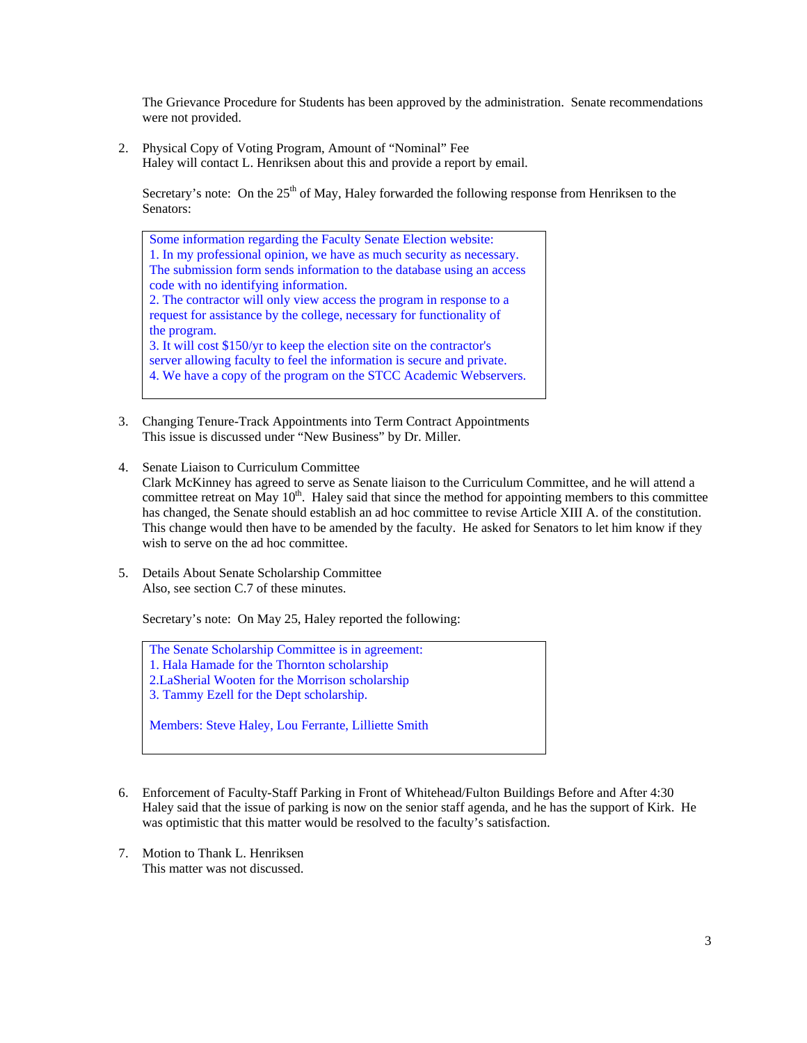The Grievance Procedure for Students has been approved by the administration. Senate recommendations were not provided.

2. Physical Copy of Voting Program, Amount of "Nominal" Fee
   Haley will contact L. Henriksen about this and provide a report by email.

   Secretary's note: On the 25th of May, Haley forwarded the following response from Henriksen to the Senators:

   > Some information regarding the Faculty Senate Election website:
   > 1. In my professional opinion, we have as much security as necessary. The submission form sends information to the database using an access code with no identifying information.
   > 2. The contractor will only view access the program in response to a request for assistance by the college, necessary for functionality of the program.
   > 3. It will cost $150/yr to keep the election site on the contractor's server allowing faculty to feel the information is secure and private.
   > 4. We have a copy of the program on the STCC Academic Webservers.

3. Changing Tenure-Track Appointments into Term Contract Appointments
   This issue is discussed under "New Business" by Dr. Miller.

4. Senate Liaison to Curriculum Committee
   Clark McKinney has agreed to serve as Senate liaison to the Curriculum Committee, and he will attend a committee retreat on May 10th. Haley said that since the method for appointing members to this committee has changed, the Senate should establish an ad hoc committee to revise Article XIII A. of the constitution. This change would then have to be amended by the faculty. He asked for Senators to let him know if they wish to serve on the ad hoc committee.

5. Details About Senate Scholarship Committee
   Also, see section C.7 of these minutes.

   Secretary's note: On May 25, Haley reported the following:

   > The Senate Scholarship Committee is in agreement:
   > 1. Hala Hamade for the Thornton scholarship
   > 2.LaSherial Wooten for the Morrison scholarship
   > 3. Tammy Ezell for the Dept scholarship.
   >
   > Members: Steve Haley, Lou Ferrante, Lilliette Smith

6. Enforcement of Faculty-Staff Parking in Front of Whitehead/Fulton Buildings Before and After 4:30
   Haley said that the issue of parking is now on the senior staff agenda, and he has the support of Kirk. He was optimistic that this matter would be resolved to the faculty's satisfaction.

7. Motion to Thank L. Henriksen
   This matter was not discussed.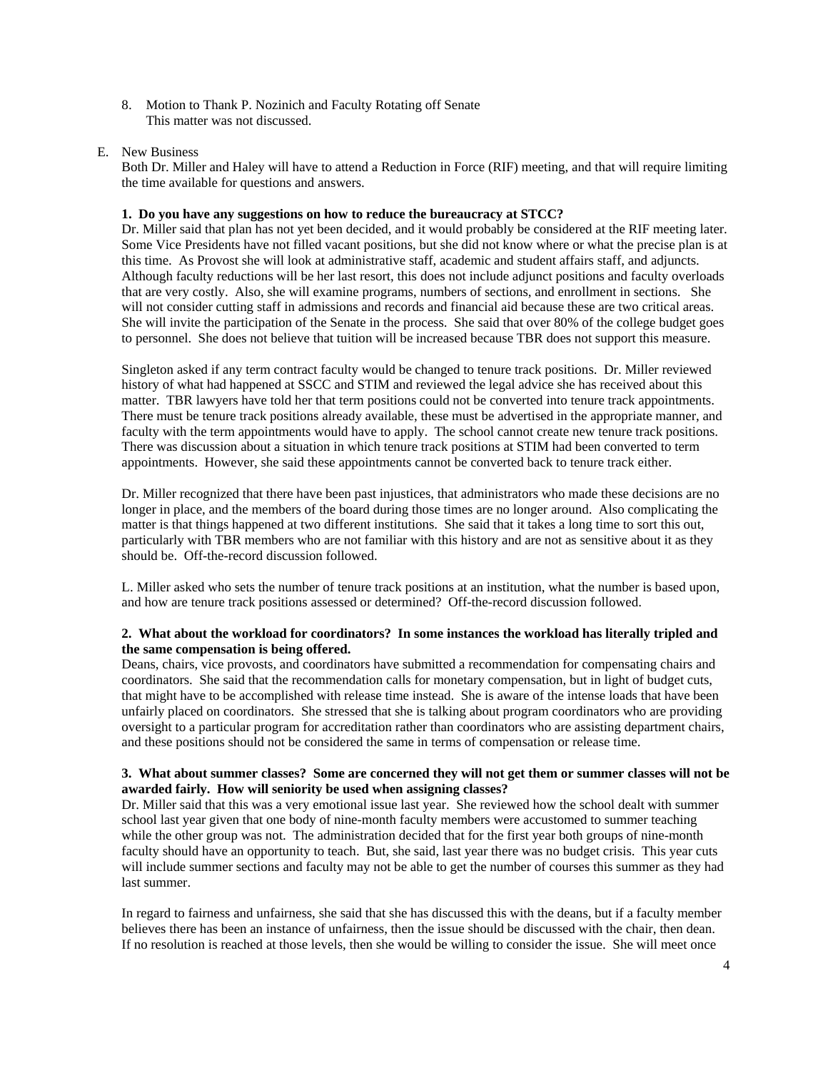8. Motion to Thank P. Nozinich and Faculty Rotating off Senate
   This matter was not discussed.

E. New Business

Both Dr. Miller and Haley will have to attend a Reduction in Force (RIF) meeting, and that will require limiting the time available for questions and answers.

**1. Do you have any suggestions on how to reduce the bureaucracy at STCC?**

Dr. Miller said that plan has not yet been decided, and it would probably be considered at the RIF meeting later. Some Vice Presidents have not filled vacant positions, but she did not know where or what the precise plan is at this time. As Provost she will look at administrative staff, academic and student affairs staff, and adjuncts. Although faculty reductions will be her last resort, this does not include adjunct positions and faculty overloads that are very costly. Also, she will examine programs, numbers of sections, and enrollment in sections. She will not consider cutting staff in admissions and records and financial aid because these are two critical areas. She will invite the participation of the Senate in the process. She said that over 80% of the college budget goes to personnel. She does not believe that tuition will be increased because TBR does not support this measure.

Singleton asked if any term contract faculty would be changed to tenure track positions. Dr. Miller reviewed history of what had happened at SSCC and STIM and reviewed the legal advice she has received about this matter. TBR lawyers have told her that term positions could not be converted into tenure track appointments. There must be tenure track positions already available, these must be advertised in the appropriate manner, and faculty with the term appointments would have to apply. The school cannot create new tenure track positions. There was discussion about a situation in which tenure track positions at STIM had been converted to term appointments. However, she said these appointments cannot be converted back to tenure track either.

Dr. Miller recognized that there have been past injustices, that administrators who made these decisions are no longer in place, and the members of the board during those times are no longer around. Also complicating the matter is that things happened at two different institutions. She said that it takes a long time to sort this out, particularly with TBR members who are not familiar with this history and are not as sensitive about it as they should be. Off-the-record discussion followed.

L. Miller asked who sets the number of tenure track positions at an institution, what the number is based upon, and how are tenure track positions assessed or determined? Off-the-record discussion followed.

**2. What about the workload for coordinators? In some instances the workload has literally tripled and the same compensation is being offered.**

Deans, chairs, vice provosts, and coordinators have submitted a recommendation for compensating chairs and coordinators. She said that the recommendation calls for monetary compensation, but in light of budget cuts, that might have to be accomplished with release time instead. She is aware of the intense loads that have been unfairly placed on coordinators. She stressed that she is talking about program coordinators who are providing oversight to a particular program for accreditation rather than coordinators who are assisting department chairs, and these positions should not be considered the same in terms of compensation or release time.

**3. What about summer classes? Some are concerned they will not get them or summer classes will not be awarded fairly. How will seniority be used when assigning classes?**

Dr. Miller said that this was a very emotional issue last year. She reviewed how the school dealt with summer school last year given that one body of nine-month faculty members were accustomed to summer teaching while the other group was not. The administration decided that for the first year both groups of nine-month faculty should have an opportunity to teach. But, she said, last year there was no budget crisis. This year cuts will include summer sections and faculty may not be able to get the number of courses this summer as they had last summer.

In regard to fairness and unfairness, she said that she has discussed this with the deans, but if a faculty member believes there has been an instance of unfairness, then the issue should be discussed with the chair, then dean. If no resolution is reached at those levels, then she would be willing to consider the issue. She will meet once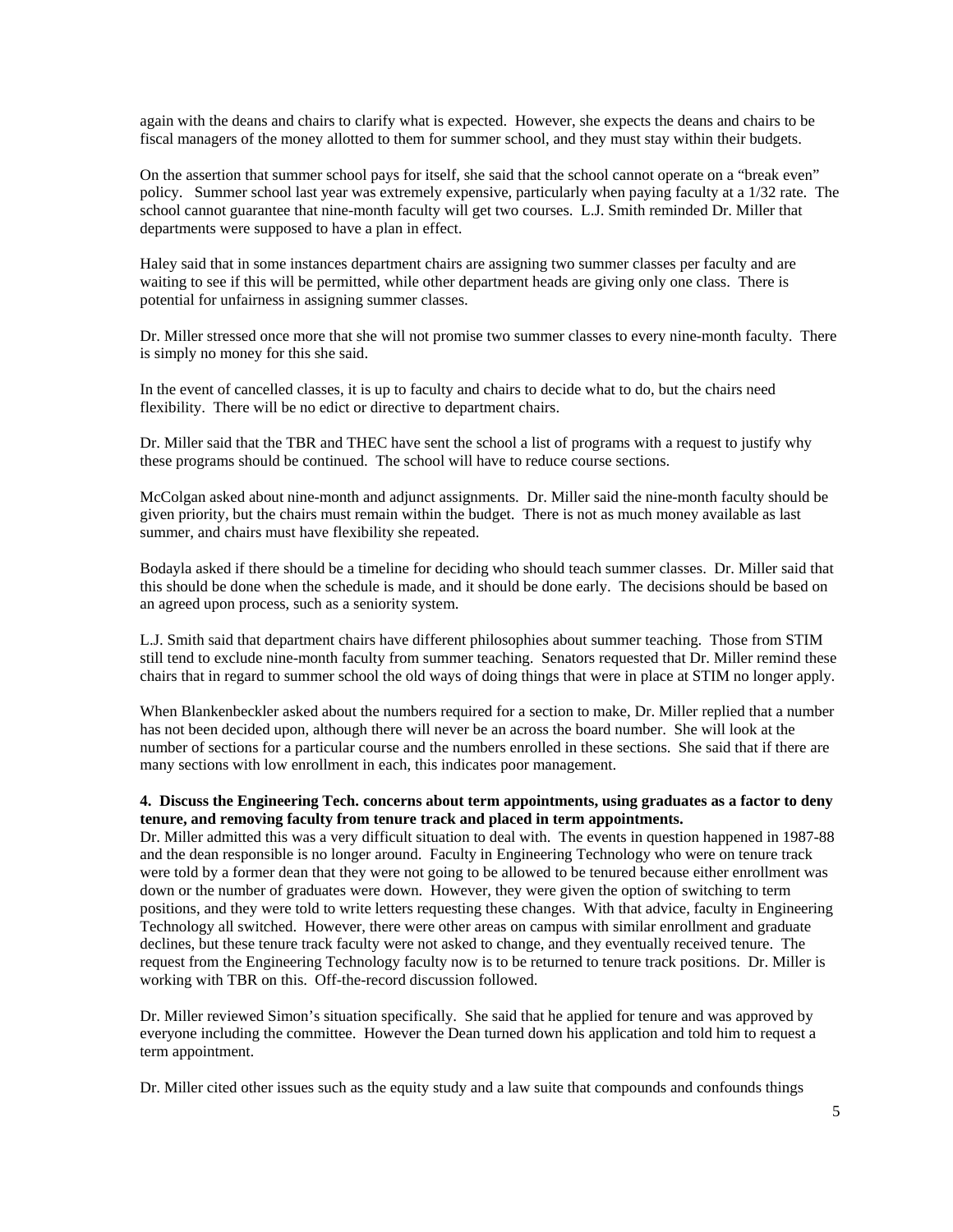again with the deans and chairs to clarify what is expected. However, she expects the deans and chairs to be fiscal managers of the money allotted to them for summer school, and they must stay within their budgets.

On the assertion that summer school pays for itself, she said that the school cannot operate on a "break even" policy. Summer school last year was extremely expensive, particularly when paying faculty at a 1/32 rate. The school cannot guarantee that nine-month faculty will get two courses. L.J. Smith reminded Dr. Miller that departments were supposed to have a plan in effect.

Haley said that in some instances department chairs are assigning two summer classes per faculty and are waiting to see if this will be permitted, while other department heads are giving only one class. There is potential for unfairness in assigning summer classes.

Dr. Miller stressed once more that she will not promise two summer classes to every nine-month faculty. There is simply no money for this she said.

In the event of cancelled classes, it is up to faculty and chairs to decide what to do, but the chairs need flexibility. There will be no edict or directive to department chairs.

Dr. Miller said that the TBR and THEC have sent the school a list of programs with a request to justify why these programs should be continued. The school will have to reduce course sections.

McColgan asked about nine-month and adjunct assignments. Dr. Miller said the nine-month faculty should be given priority, but the chairs must remain within the budget. There is not as much money available as last summer, and chairs must have flexibility she repeated.

Bodayla asked if there should be a timeline for deciding who should teach summer classes. Dr. Miller said that this should be done when the schedule is made, and it should be done early. The decisions should be based on an agreed upon process, such as a seniority system.

L.J. Smith said that department chairs have different philosophies about summer teaching. Those from STIM still tend to exclude nine-month faculty from summer teaching. Senators requested that Dr. Miller remind these chairs that in regard to summer school the old ways of doing things that were in place at STIM no longer apply.

When Blankenbeckler asked about the numbers required for a section to make, Dr. Miller replied that a number has not been decided upon, although there will never be an across the board number. She will look at the number of sections for a particular course and the numbers enrolled in these sections. She said that if there are many sections with low enrollment in each, this indicates poor management.

**4. Discuss the Engineering Tech. concerns about term appointments, using graduates as a factor to deny tenure, and removing faculty from tenure track and placed in term appointments.**

Dr. Miller admitted this was a very difficult situation to deal with. The events in question happened in 1987-88 and the dean responsible is no longer around. Faculty in Engineering Technology who were on tenure track were told by a former dean that they were not going to be allowed to be tenured because either enrollment was down or the number of graduates were down. However, they were given the option of switching to term positions, and they were told to write letters requesting these changes. With that advice, faculty in Engineering Technology all switched. However, there were other areas on campus with similar enrollment and graduate declines, but these tenure track faculty were not asked to change, and they eventually received tenure. The request from the Engineering Technology faculty now is to be returned to tenure track positions. Dr. Miller is working with TBR on this. Off-the-record discussion followed.

Dr. Miller reviewed Simon's situation specifically. She said that he applied for tenure and was approved by everyone including the committee. However the Dean turned down his application and told him to request a term appointment.

Dr. Miller cited other issues such as the equity study and a law suite that compounds and confounds things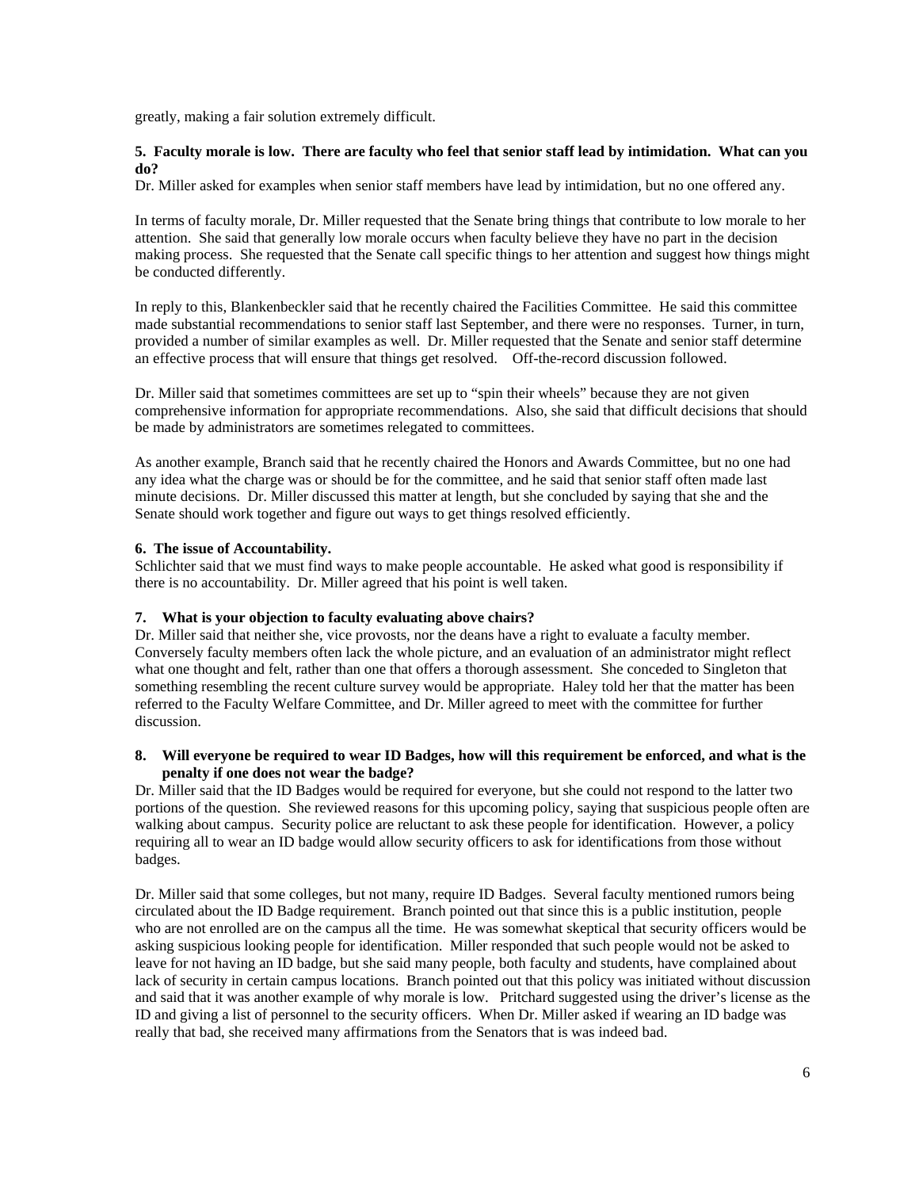greatly, making a fair solution extremely difficult.

**5. Faculty morale is low. There are faculty who feel that senior staff lead by intimidation. What can you do?**

Dr. Miller asked for examples when senior staff members have lead by intimidation, but no one offered any.

In terms of faculty morale, Dr. Miller requested that the Senate bring things that contribute to low morale to her attention. She said that generally low morale occurs when faculty believe they have no part in the decision making process. She requested that the Senate call specific things to her attention and suggest how things might be conducted differently.

In reply to this, Blankenbeckler said that he recently chaired the Facilities Committee. He said this committee made substantial recommendations to senior staff last September, and there were no responses. Turner, in turn, provided a number of similar examples as well. Dr. Miller requested that the Senate and senior staff determine an effective process that will ensure that things get resolved. Off-the-record discussion followed.

Dr. Miller said that sometimes committees are set up to "spin their wheels" because they are not given comprehensive information for appropriate recommendations. Also, she said that difficult decisions that should be made by administrators are sometimes relegated to committees.

As another example, Branch said that he recently chaired the Honors and Awards Committee, but no one had any idea what the charge was or should be for the committee, and he said that senior staff often made last minute decisions. Dr. Miller discussed this matter at length, but she concluded by saying that she and the Senate should work together and figure out ways to get things resolved efficiently.

**6. The issue of Accountability.**

Schlichter said that we must find ways to make people accountable. He asked what good is responsibility if there is no accountability. Dr. Miller agreed that his point is well taken.

**7. What is your objection to faculty evaluating above chairs?**

Dr. Miller said that neither she, vice provosts, nor the deans have a right to evaluate a faculty member. Conversely faculty members often lack the whole picture, and an evaluation of an administrator might reflect what one thought and felt, rather than one that offers a thorough assessment. She conceded to Singleton that something resembling the recent culture survey would be appropriate. Haley told her that the matter has been referred to the Faculty Welfare Committee, and Dr. Miller agreed to meet with the committee for further discussion.

**8. Will everyone be required to wear ID Badges, how will this requirement be enforced, and what is the penalty if one does not wear the badge?**

Dr. Miller said that the ID Badges would be required for everyone, but she could not respond to the latter two portions of the question. She reviewed reasons for this upcoming policy, saying that suspicious people often are walking about campus. Security police are reluctant to ask these people for identification. However, a policy requiring all to wear an ID badge would allow security officers to ask for identifications from those without badges.

Dr. Miller said that some colleges, but not many, require ID Badges. Several faculty mentioned rumors being circulated about the ID Badge requirement. Branch pointed out that since this is a public institution, people who are not enrolled are on the campus all the time. He was somewhat skeptical that security officers would be asking suspicious looking people for identification. Miller responded that such people would not be asked to leave for not having an ID badge, but she said many people, both faculty and students, have complained about lack of security in certain campus locations. Branch pointed out that this policy was initiated without discussion and said that it was another example of why morale is low. Pritchard suggested using the driver's license as the ID and giving a list of personnel to the security officers. When Dr. Miller asked if wearing an ID badge was really that bad, she received many affirmations from the Senators that is was indeed bad.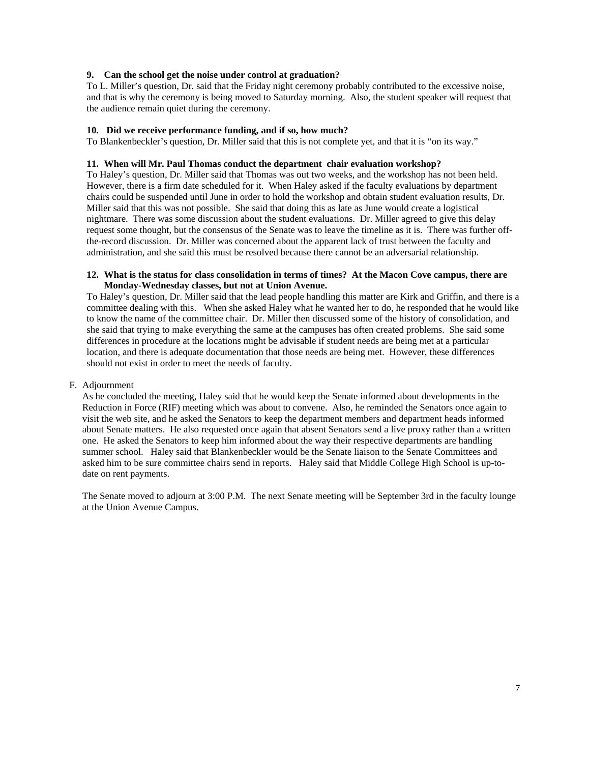**9. Can the school get the noise under control at graduation?**

To L. Miller's question, Dr. said that the Friday night ceremony probably contributed to the excessive noise, and that is why the ceremony is being moved to Saturday morning. Also, the student speaker will request that the audience remain quiet during the ceremony.

**10. Did we receive performance funding, and if so, how much?**

To Blankenbeckler's question, Dr. Miller said that this is not complete yet, and that it is "on its way."

**11. When will Mr. Paul Thomas conduct the department chair evaluation workshop?**

To Haley's question, Dr. Miller said that Thomas was out two weeks, and the workshop has not been held. However, there is a firm date scheduled for it. When Haley asked if the faculty evaluations by department chairs could be suspended until June in order to hold the workshop and obtain student evaluation results, Dr. Miller said that this was not possible. She said that doing this as late as June would create a logistical nightmare. There was some discussion about the student evaluations. Dr. Miller agreed to give this delay request some thought, but the consensus of the Senate was to leave the timeline as it is. There was further off-the-record discussion. Dr. Miller was concerned about the apparent lack of trust between the faculty and administration, and she said this must be resolved because there cannot be an adversarial relationship.

**12. What is the status for class consolidation in terms of times? At the Macon Cove campus, there are Monday-Wednesday classes, but not at Union Avenue.**

To Haley's question, Dr. Miller said that the lead people handling this matter are Kirk and Griffin, and there is a committee dealing with this. When she asked Haley what he wanted her to do, he responded that he would like to know the name of the committee chair. Dr. Miller then discussed some of the history of consolidation, and she said that trying to make everything the same at the campuses has often created problems. She said some differences in procedure at the locations might be advisable if student needs are being met at a particular location, and there is adequate documentation that those needs are being met. However, these differences should not exist in order to meet the needs of faculty.

F. Adjournment

As he concluded the meeting, Haley said that he would keep the Senate informed about developments in the Reduction in Force (RIF) meeting which was about to convene. Also, he reminded the Senators once again to visit the web site, and he asked the Senators to keep the department members and department heads informed about Senate matters. He also requested once again that absent Senators send a live proxy rather than a written one. He asked the Senators to keep him informed about the way their respective departments are handling summer school. Haley said that Blankenbeckler would be the Senate liaison to the Senate Committees and asked him to be sure committee chairs send in reports. Haley said that Middle College High School is up-to-date on rent payments.

The Senate moved to adjourn at 3:00 P.M. The next Senate meeting will be September 3rd in the faculty lounge at the Union Avenue Campus.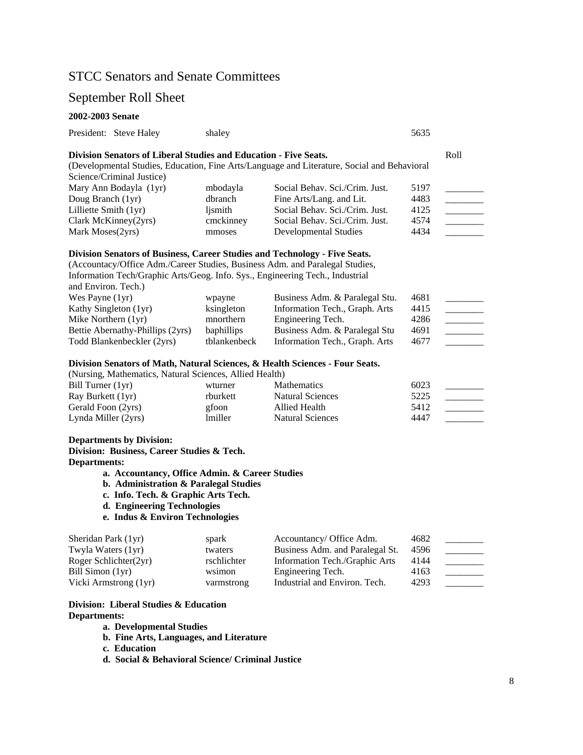# STCC Senators and Senate Committees

## September Roll Sheet

**2002-2003 Senate**

| | | | | |
|---|---|---|---|---|
| President: Steve Haley | shaley | | 5635 | |

**Division Senators of Liberal Studies and Education - Five Seats.**

(Developmental Studies, Education, Fine Arts/Language and Literature, Social and Behavioral Science/Criminal Justice)

| | | | | Roll |
|---|---|---|---|---|
| Mary Ann Bodayla (1yr) | mbodayla | Social Behav. Sci./Crim. Just. | 5197 | ________ |
| Doug Branch (1yr) | dbranch | Fine Arts/Lang. and Lit. | 4483 | ________ |
| Lilliette Smith (1yr) | ljsmith | Social Behav. Sci./Crim. Just. | 4125 | ________ |
| Clark McKinney(2yrs) | cmckinney | Social Behav. Sci./Crim. Just. | 4574 | ________ |
| Mark Moses(2yrs) | mmoses | Developmental Studies | 4434 | ________ |

**Division Senators of Business, Career Studies and Technology - Five Seats.**

(Accountancy/Office Adm./Career Studies, Business Adm. and Paralegal Studies, Information Tech/Graphic Arts/Geog. Info. Sys., Engineering Tech., Industrial and Environ. Tech.)

| | | | | |
|---|---|---|---|---|
| Wes Payne (1yr) | wpayne | Business Adm. & Paralegal Stu. | 4681 | ________ |
| Kathy Singleton (1yr) | ksingleton | Information Tech., Graph. Arts | 4415 | ________ |
| Mike Northern (1yr) | mnorthern | Engineering Tech. | 4286 | ________ |
| Bettie Abernathy-Phillips (2yrs) | baphillips | Business Adm. & Paralegal Stu | 4691 | ________ |
| Todd Blankenbeckler (2yrs) | tblankenbeck | Information Tech., Graph. Arts | 4677 | ________ |

**Division Senators of Math, Natural Sciences, & Health Sciences - Four Seats.**

(Nursing, Mathematics, Natural Sciences, Allied Health)

| | | | | |
|---|---|---|---|---|
| Bill Turner (1yr) | wturner | Mathematics | 6023 | ________ |
| Ray Burkett (1yr) | rburkett | Natural Sciences | 5225 | ________ |
| Gerald Foon (2yrs) | gfoon | Allied Health | 5412 | ________ |
| Lynda Miller (2yrs) | lmiller | Natural Sciences | 4447 | ________ |

**Departments by Division:**
**Division: Business, Career Studies & Tech.**
**Departments:**

- **a. Accountancy, Office Admin. & Career Studies**
- **b. Administration & Paralegal Studies**
- **c. Info. Tech. & Graphic Arts Tech.**
- **d. Engineering Technologies**
- **e. Indus & Environ Technologies**

| | | | | |
|---|---|---|---|---|
| Sheridan Park (1yr) | spark | Accountancy/ Office Adm. | 4682 | ________ |
| Twyla Waters (1yr) | twaters | Business Adm. and Paralegal St. | 4596 | ________ |
| Roger Schlichter(2yr) | rschlichter | Information Tech./Graphic Arts | 4144 | ________ |
| Bill Simon (1yr) | wsimon | Engineering Tech. | 4163 | ________ |
| Vicki Armstrong (1yr) | varmstrong | Industrial and Environ. Tech. | 4293 | ________ |

**Division: Liberal Studies & Education**
**Departments:**

- **a. Developmental Studies**
- **b. Fine Arts, Languages, and Literature**
- **c. Education**
- **d. Social & Behavioral Science/ Criminal Justice**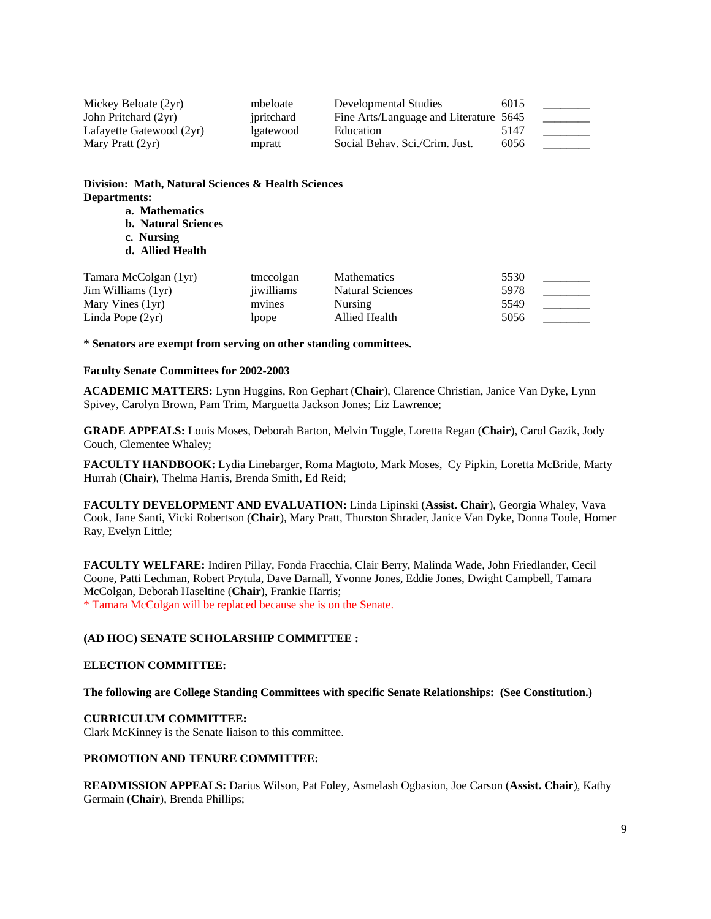| | | | | |
|---|---|---|---|---|
| Mickey Beloate (2yr) | mbeloate | Developmental Studies | 6015 | ________ |
| John Pritchard (2yr) | jpritchard | Fine Arts/Language and Literature | 5645 | ________ |
| Lafayette Gatewood (2yr) | lgatewood | Education | 5147 | ________ |
| Mary Pratt (2yr) | mpratt | Social Behav. Sci./Crim. Just. | 6056 | ________ |

**Division: Math, Natural Sciences & Health Sciences**
**Departments:**

- **a. Mathematics**
- **b. Natural Sciences**
- **c. Nursing**
- **d. Allied Health**

| | | | | |
|---|---|---|---|---|
| Tamara McColgan (1yr) | tmccolgan | Mathematics | 5530 | ________ |
| Jim Williams (1yr) | jiwilliams | Natural Sciences | 5978 | ________ |
| Mary Vines (1yr) | mvines | Nursing | 5549 | ________ |
| Linda Pope (2yr) | lpope | Allied Health | 5056 | ________ |

**\* Senators are exempt from serving on other standing committees.**

**Faculty Senate Committees for 2002-2003**

**ACADEMIC MATTERS:** Lynn Huggins, Ron Gephart (**Chair**), Clarence Christian, Janice Van Dyke, Lynn Spivey, Carolyn Brown, Pam Trim, Marguetta Jackson Jones; Liz Lawrence;

**GRADE APPEALS:** Louis Moses, Deborah Barton, Melvin Tuggle, Loretta Regan (**Chair**), Carol Gazik, Jody Couch, Clementee Whaley;

**FACULTY HANDBOOK:** Lydia Linebarger, Roma Magtoto, Mark Moses, Cy Pipkin, Loretta McBride, Marty Hurrah (**Chair**), Thelma Harris, Brenda Smith, Ed Reid;

**FACULTY DEVELOPMENT AND EVALUATION:** Linda Lipinski (**Assist. Chair**), Georgia Whaley, Vava Cook, Jane Santi, Vicki Robertson (**Chair**), Mary Pratt, Thurston Shrader, Janice Van Dyke, Donna Toole, Homer Ray, Evelyn Little;

**FACULTY WELFARE:** Indiren Pillay, Fonda Fracchia, Clair Berry, Malinda Wade, John Friedlander, Cecil Coone, Patti Lechman, Robert Prytula, Dave Darnall, Yvonne Jones, Eddie Jones, Dwight Campbell, Tamara McColgan, Deborah Haseltine (**Chair**), Frankie Harris;
\* Tamara McColgan will be replaced because she is on the Senate.

**(AD HOC) SENATE SCHOLARSHIP COMMITTEE :**

**ELECTION COMMITTEE:**

**The following are College Standing Committees with specific Senate Relationships: (See Constitution.)**

**CURRICULUM COMMITTEE:**
Clark McKinney is the Senate liaison to this committee.

**PROMOTION AND TENURE COMMITTEE:**

**READMISSION APPEALS:** Darius Wilson, Pat Foley, Asmelash Ogbasion, Joe Carson (**Assist. Chair**), Kathy Germain (**Chair**), Brenda Phillips;